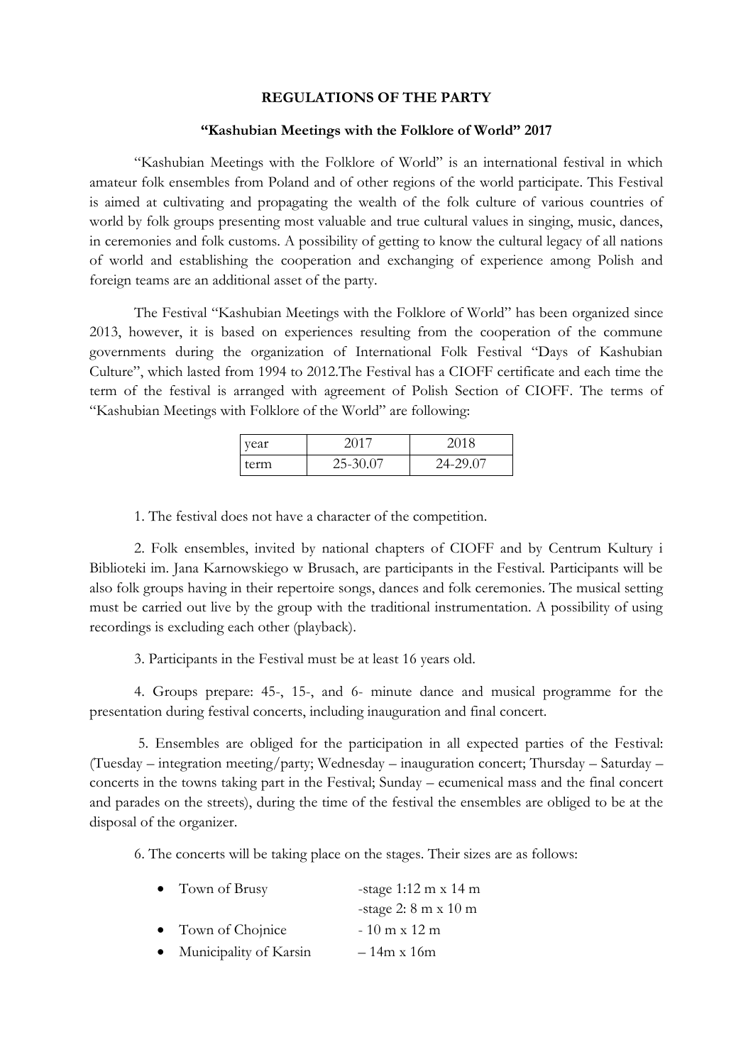**REGULATIONS OF THE PARTY**

**"Kashubian Meetings with the Folklore of World" 2017**

"Kashubian Meetings with the Folklore of World" is an international festival in which amateur folk ensembles from Poland and of other regions of the world participate. This Festival is aimed at cultivating and propagating the wealth of the folk culture of various countries of world by folk groups presenting most valuable and true cultural values in singing, music, dances, in ceremonies and folk customs. A possibility of getting to know the cultural legacy of all nations of world and establishing the cooperation and exchanging of experience among Polish and foreign teams are an additional asset of the party.

The Festival "Kashubian Meetings with the Folklore of World" has been organized since 2013, however, it is based on experiences resulting from the cooperation of the commune governments during the organization of International Folk Festival "Days of Kashubian Culture", which lasted from 1994 to 2012.The Festival has a CIOFF certificate and each time the term of the festival is arranged with agreement of Polish Section of CIOFF. The terms of "Kashubian Meetings with Folklore of the World" are following:

| year | 2017 | 2018 |
|---|---|---|
| term | 25-30.07 | 24-29.07 |

1. The festival does not have a character of the competition.

2. Folk ensembles, invited by national chapters of CIOFF and by Centrum Kultury i Biblioteki im. Jana Karnowskiego w Brusach, are participants in the Festival. Participants will be also folk groups having in their repertoire songs, dances and folk ceremonies. The musical setting must be carried out live by the group with the traditional instrumentation. A possibility of using recordings is excluding each other (playback).

3. Participants in the Festival must be at least 16 years old.

4. Groups prepare: 45-, 15-, and 6- minute dance and musical programme for the presentation during festival concerts, including inauguration and final concert.

5. Ensembles are obliged for the participation in all expected parties of the Festival: (Tuesday – integration meeting/party; Wednesday – inauguration concert; Thursday – Saturday – concerts in the towns taking part in the Festival; Sunday – ecumenical mass and the final concert and parades on the streets), during the time of the festival the ensembles are obliged to be at the disposal of the organizer.

6. The concerts will be taking place on the stages. Their sizes are as follows:

- Town of Brusy -stage 1:12 m x 14 m
  -stage 2: 8 m x 10 m
- Town of Chojnice - 10 m x 12 m
- Municipality of Karsin – 14m x 16m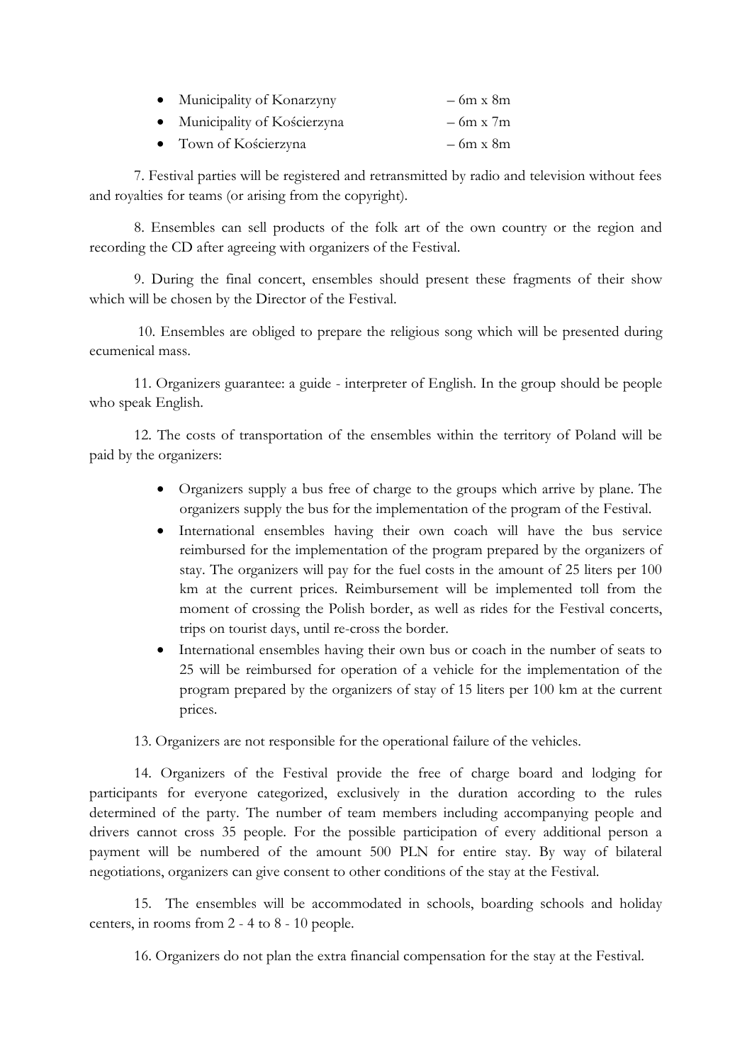- Municipality of Konarzyny – 6m x 8m
- Municipality of Kościerzyna – 6m x 7m
- Town of Kościerzyna – 6m x 8m

7. Festival parties will be registered and retransmitted by radio and television without fees and royalties for teams (or arising from the copyright).

8. Ensembles can sell products of the folk art of the own country or the region and recording the CD after agreeing with organizers of the Festival.

9. During the final concert, ensembles should present these fragments of their show which will be chosen by the Director of the Festival.

10. Ensembles are obliged to prepare the religious song which will be presented during ecumenical mass.

11. Organizers guarantee: a guide - interpreter of English. In the group should be people who speak English.

12. The costs of transportation of the ensembles within the territory of Poland will be paid by the organizers:

- Organizers supply a bus free of charge to the groups which arrive by plane. The organizers supply the bus for the implementation of the program of the Festival.
- International ensembles having their own coach will have the bus service reimbursed for the implementation of the program prepared by the organizers of stay. The organizers will pay for the fuel costs in the amount of 25 liters per 100 km at the current prices. Reimbursement will be implemented toll from the moment of crossing the Polish border, as well as rides for the Festival concerts, trips on tourist days, until re-cross the border.
- International ensembles having their own bus or coach in the number of seats to 25 will be reimbursed for operation of a vehicle for the implementation of the program prepared by the organizers of stay of 15 liters per 100 km at the current prices.

13. Organizers are not responsible for the operational failure of the vehicles.

14. Organizers of the Festival provide the free of charge board and lodging for participants for everyone categorized, exclusively in the duration according to the rules determined of the party. The number of team members including accompanying people and drivers cannot cross 35 people. For the possible participation of every additional person a payment will be numbered of the amount 500 PLN for entire stay. By way of bilateral negotiations, organizers can give consent to other conditions of the stay at the Festival.

15. The ensembles will be accommodated in schools, boarding schools and holiday centers, in rooms from 2 - 4 to 8 - 10 people.

16. Organizers do not plan the extra financial compensation for the stay at the Festival.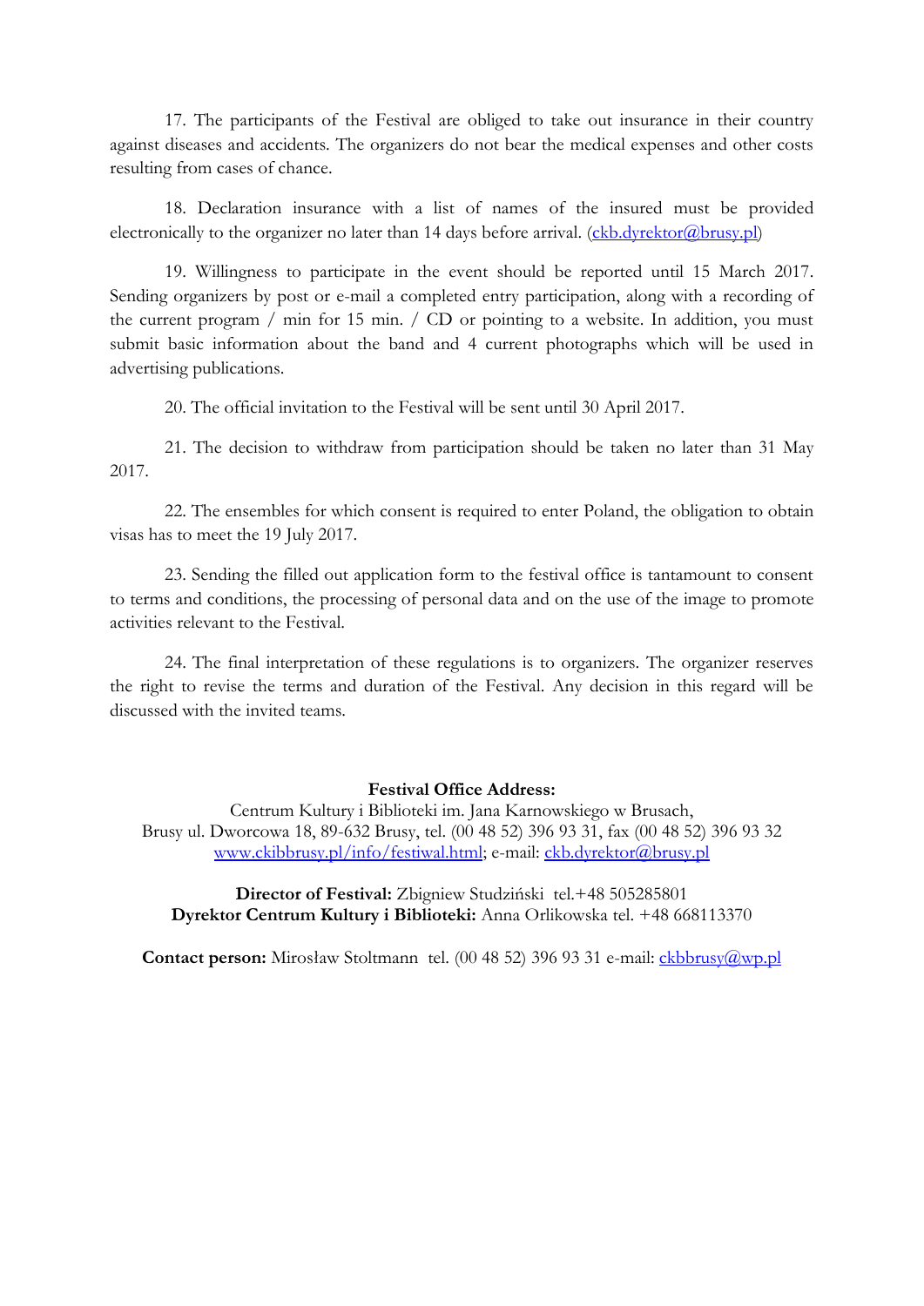17. The participants of the Festival are obliged to take out insurance in their country against diseases and accidents. The organizers do not bear the medical expenses and other costs resulting from cases of chance.

18. Declaration insurance with a list of names of the insured must be provided electronically to the organizer no later than 14 days before arrival. (ckb.dyrektor@brusy.pl)

19. Willingness to participate in the event should be reported until 15 March 2017. Sending organizers by post or e-mail a completed entry participation, along with a recording of the current program / min for 15 min. / CD or pointing to a website. In addition, you must submit basic information about the band and 4 current photographs which will be used in advertising publications.

20. The official invitation to the Festival will be sent until 30 April 2017.

21. The decision to withdraw from participation should be taken no later than 31 May 2017.

22. The ensembles for which consent is required to enter Poland, the obligation to obtain visas has to meet the 19 July 2017.

23. Sending the filled out application form to the festival office is tantamount to consent to terms and conditions, the processing of personal data and on the use of the image to promote activities relevant to the Festival.

24. The final interpretation of these regulations is to organizers. The organizer reserves the right to revise the terms and duration of the Festival. Any decision in this regard will be discussed with the invited teams.

**Festival Office Address:**
Centrum Kultury i Biblioteki im. Jana Karnowskiego w Brusach,
Brusy ul. Dworcowa 18, 89-632 Brusy, tel. (00 48 52) 396 93 31, fax (00 48 52) 396 93 32
www.ckibbrusy.pl/info/festiwal.html; e-mail: ckb.dyrektor@brusy.pl

**Director of Festival:** Zbigniew Studziński tel.+48 505285801
**Dyrektor Centrum Kultury i Biblioteki:** Anna Orlikowska tel. +48 668113370

**Contact person:** Mirosław Stoltmann tel. (00 48 52) 396 93 31 e-mail: ckbbrusy@wp.pl